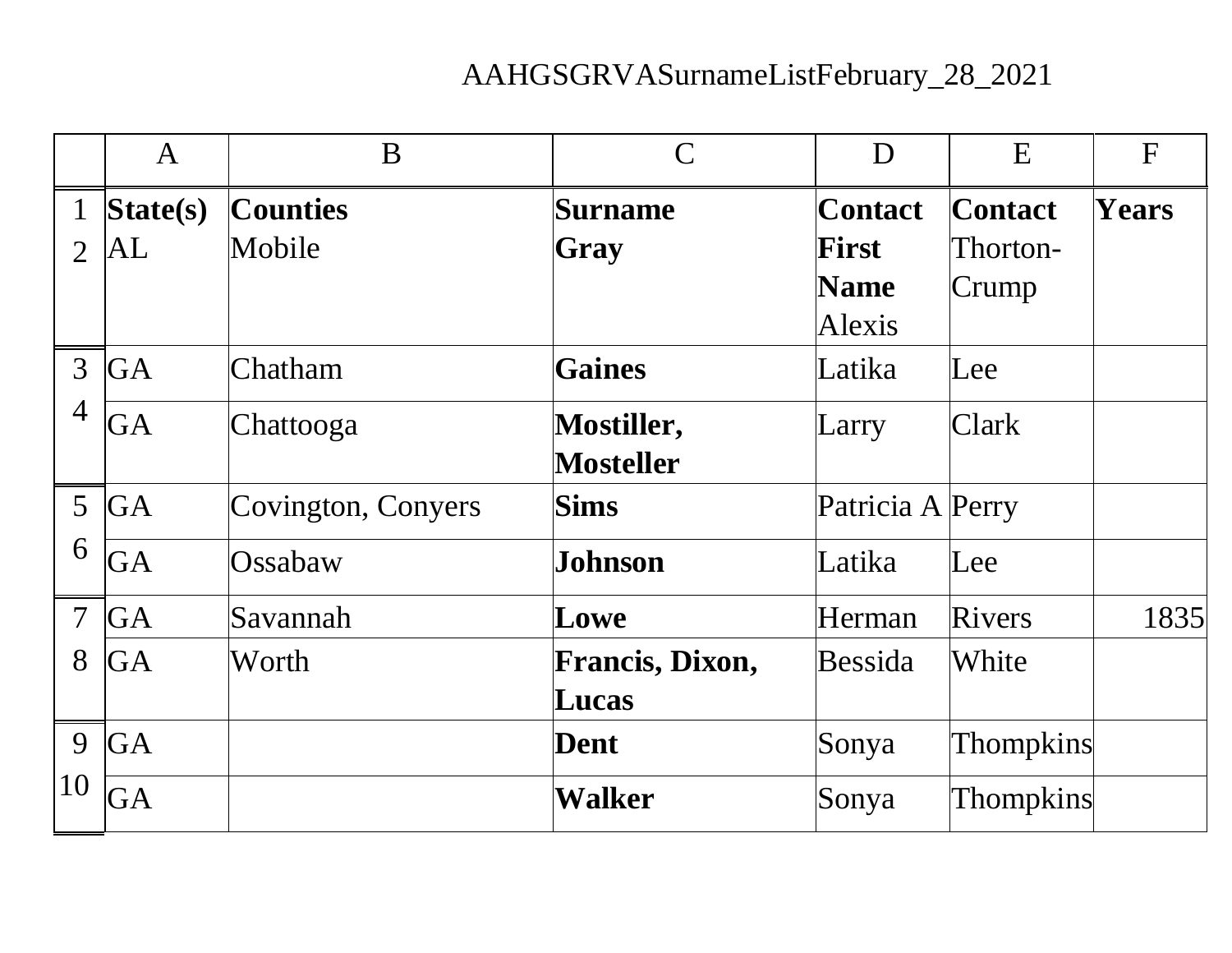AAHGSGRVASurnameListFebruary_28_2021

| State(s) | Counties | Surname | Contact First Name | Contact | Years |
|---|---|---|---|---|---|
| AL | Mobile | **Gray** | Alexis | Thorton-Crump | |
| GA | Chatham | **Gaines** | Latika | Lee | |
| GA | Chattooga | **Mostiller, Mosteller** | Larry | Clark | |
| GA | Covington, Conyers | **Sims** | Patricia A | Perry | |
| GA | Ossabaw | **Johnson** | Latika | Lee | |
| GA | Savannah | **Lowe** | Herman | Rivers | 1835 |
| GA | Worth | **Francis, Dixon, Lucas** | Bessida | White | |
| GA | | **Dent** | Sonya | Thompkins | |
| GA | | **Walker** | Sonya | Thompkins | |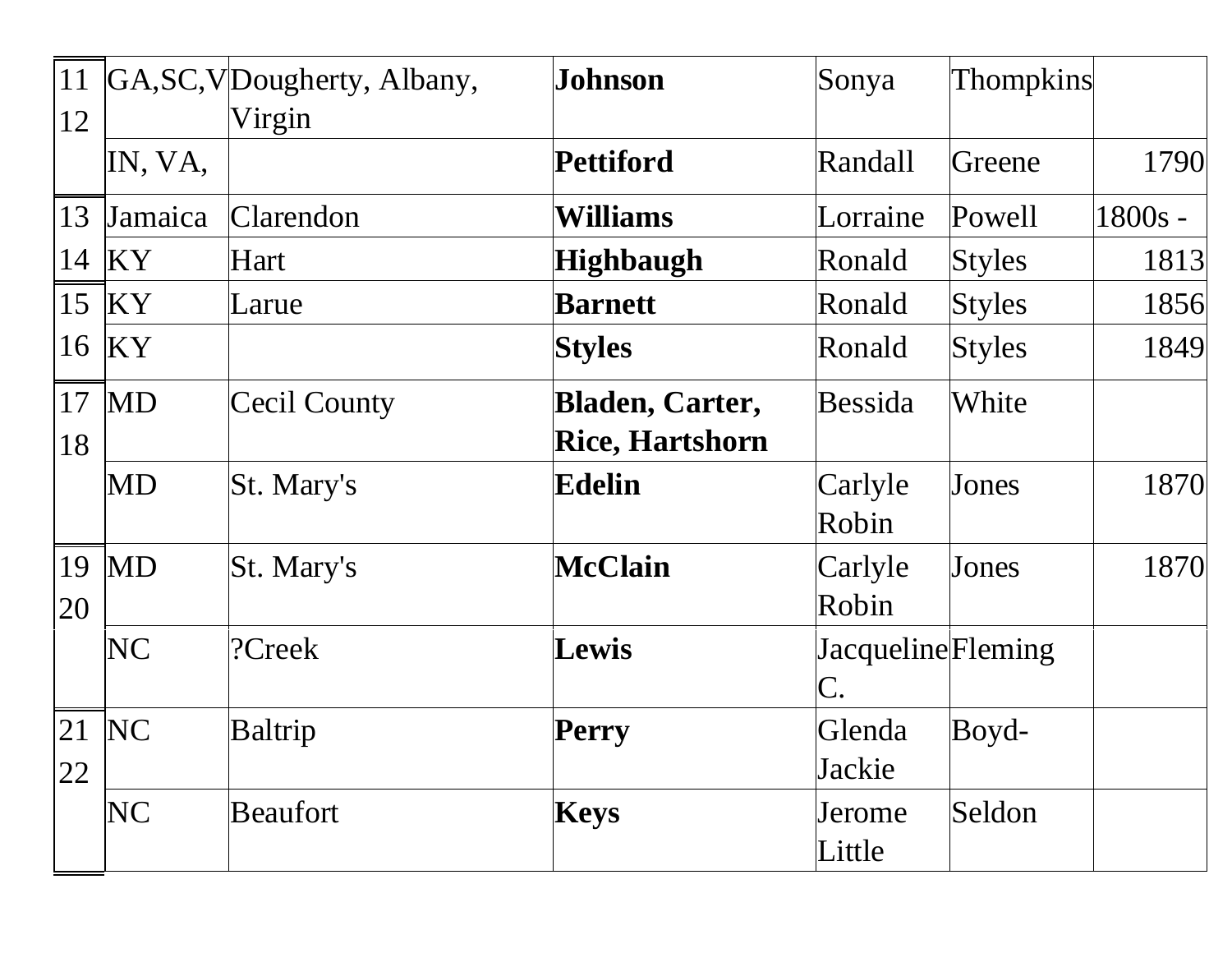| | | | | | | |
|---|---|---|---|---|---|---|
| 11 12 | GA,SC,V | Dougherty, Albany, Virgin | **Johnson** | Sonya | Thompkins | |
| | IN, VA, | | **Pettiford** | Randall | Greene | 1790 |
| 13 | Jamaica | Clarendon | **Williams** | Lorraine | Powell | 1800s - |
| 14 | KY | Hart | **Highbaugh** | Ronald | Styles | 1813 |
| 15 | KY | Larue | **Barnett** | Ronald | Styles | 1856 |
| 16 | KY | | **Styles** | Ronald | Styles | 1849 |
| 17 18 | MD | Cecil County | **Bladen, Carter, Rice, Hartshorn** | Bessida | White | |
| | MD | St. Mary's | **Edelin** | Carlyle Robin | Jones | 1870 |
| 19 20 | MD | St. Mary's | **McClain** | Carlyle Robin | Jones | 1870 |
| | NC | ?Creek | **Lewis** | Jacqueline C. | Fleming | |
| 21 22 | NC | Baltrip | **Perry** | Glenda Jackie | Boyd- | |
| | NC | Beaufort | **Keys** | Jerome Little | Seldon | |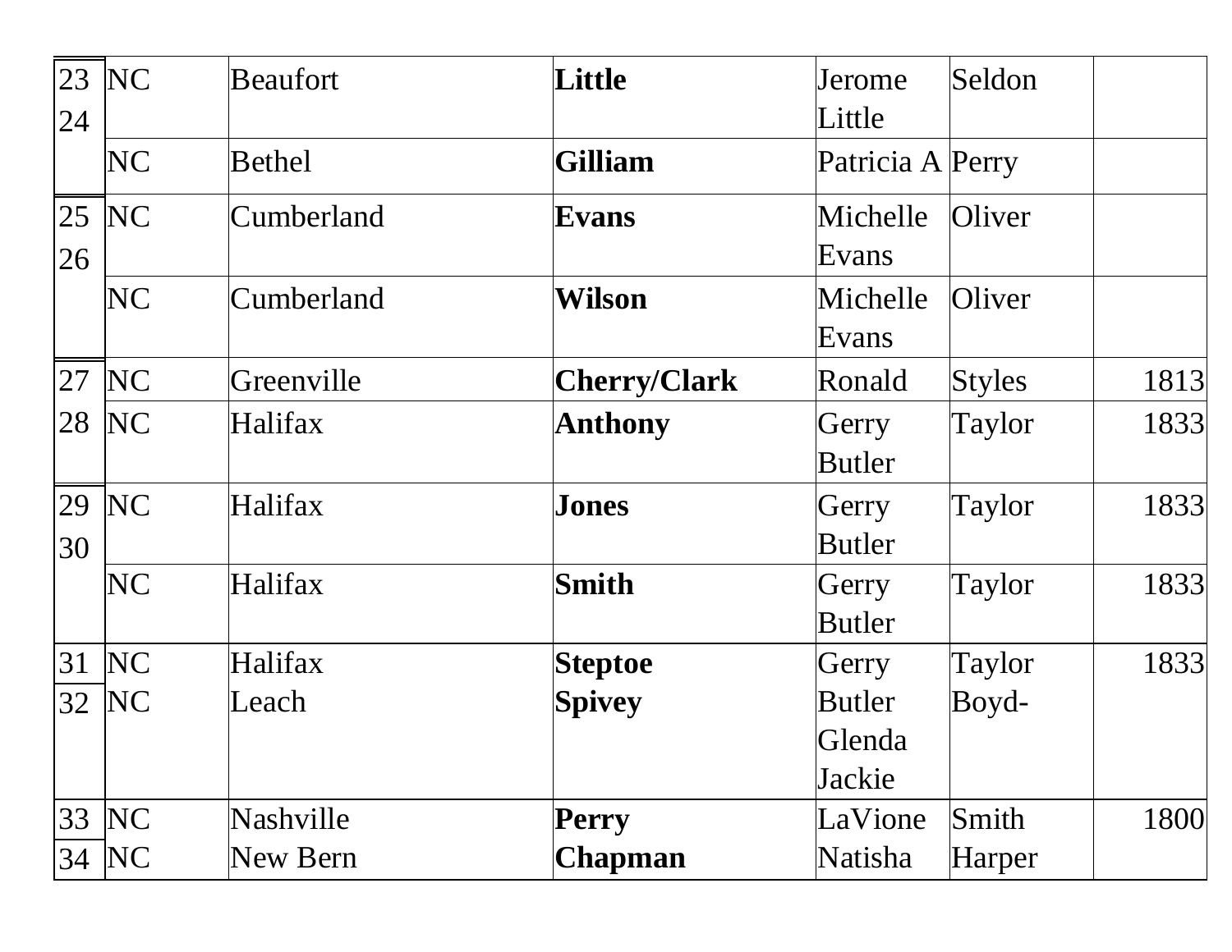| | | | | | | |
|---|---|---|---|---|---|---|
| 23<br>24 | NC | Beaufort | **Little** | Jerome Little | Seldon | |
| | NC | Bethel | **Gilliam** | Patricia A | Perry | |
| 25<br>26 | NC | Cumberland | **Evans** | Michelle Evans | Oliver | |
| | NC | Cumberland | **Wilson** | Michelle Evans | Oliver | |
| 27 | NC | Greenville | **Cherry/Clark** | Ronald | Styles | 1813 |
| 28 | NC | Halifax | **Anthony** | Gerry Butler | Taylor | 1833 |
| 29<br>30 | NC | Halifax | **Jones** | Gerry Butler | Taylor | 1833 |
| | NC | Halifax | **Smith** | Gerry Butler | Taylor | 1833 |
| 31 | NC | Halifax | **Steptoe** | Gerry Butler | Taylor | 1833 |
| 32 | NC | Leach | **Spivey** | Glenda Jackie | Boyd- | |
| 33 | NC | Nashville | **Perry** | LaVione | Smith | 1800 |
| 34 | NC | New Bern | **Chapman** | Natisha | Harper | |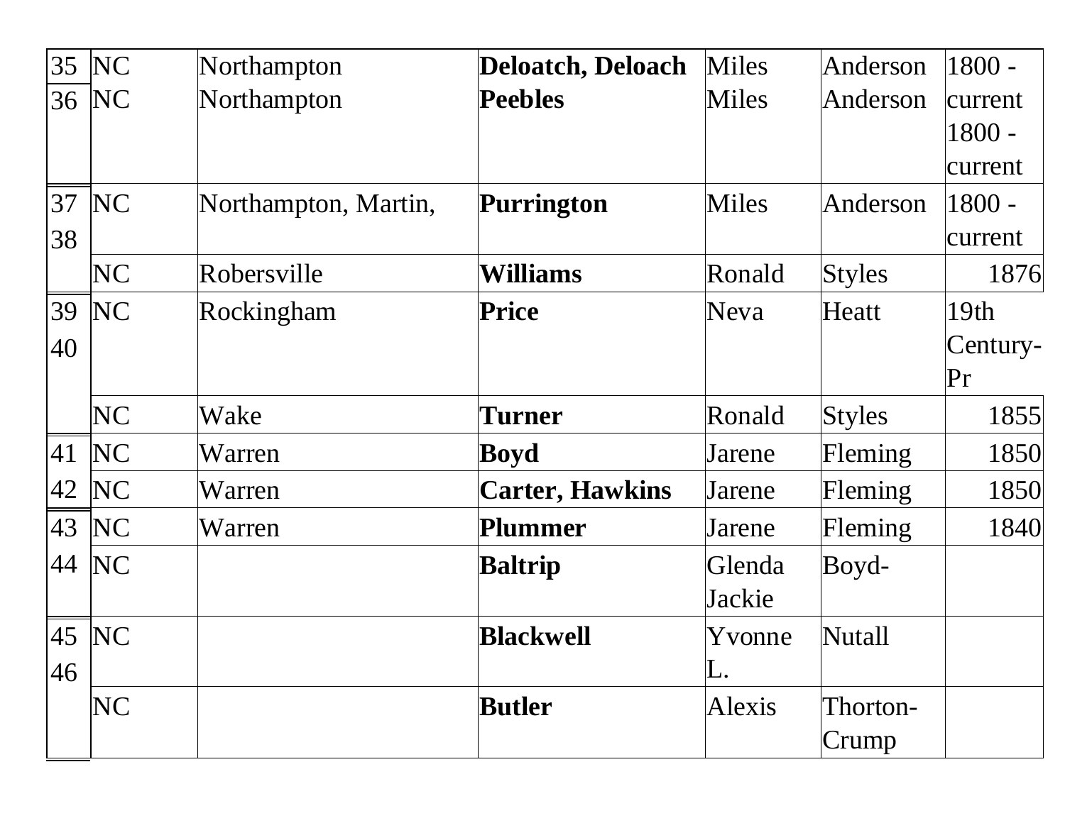| | | | | | | |
|---|---|---|---|---|---|---|
| 35 | NC | Northampton | **Deloatch, Deloach** | Miles | Anderson | 1800 - current |
| 36 | NC | Northampton | **Peebles** | Miles | Anderson | 1800 - current |
| 37<br>38 | NC | Northampton, Martin, | **Purrington** | Miles | Anderson | 1800 - current |
| | NC | Robersville | **Williams** | Ronald | Styles | 1876 |
| 39<br>40 | NC | Rockingham | **Price** | Neva | Heatt | 19th Century-Pr |
| | NC | Wake | **Turner** | Ronald | Styles | 1855 |
| 41 | NC | Warren | **Boyd** | Jarene | Fleming | 1850 |
| 42 | NC | Warren | **Carter, Hawkins** | Jarene | Fleming | 1850 |
| 43 | NC | Warren | **Plummer** | Jarene | Fleming | 1840 |
| 44 | NC | | **Baltrip** | Glenda Jackie | Boyd- | |
| 45<br>46 | NC | | **Blackwell** | Yvonne L. | Nutall | |
| | NC | | **Butler** | Alexis | Thorton-Crump | |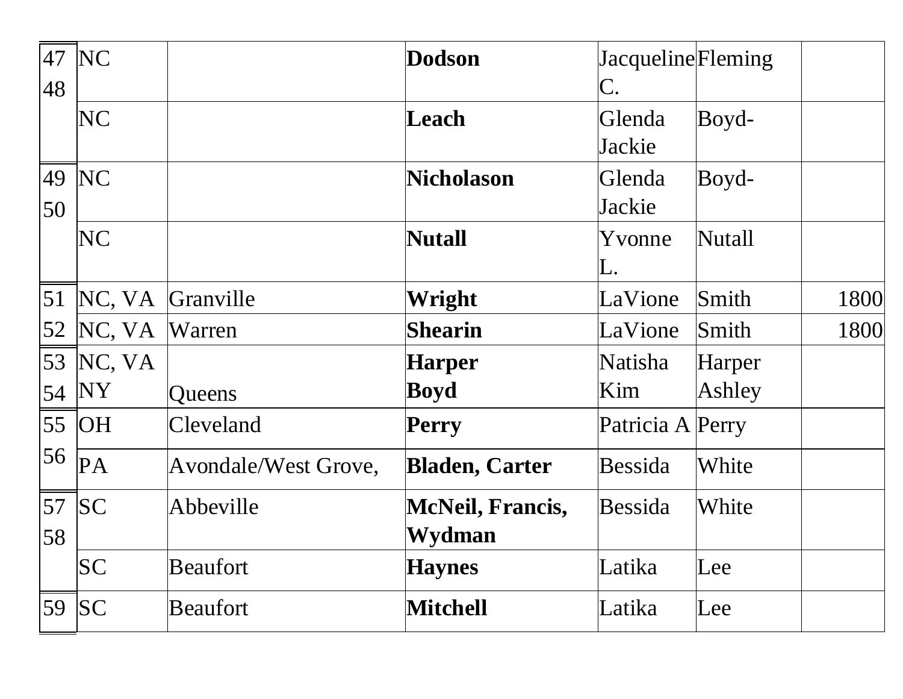| | | | | | | |
|---|---|---|---|---|---|---|
| 47 | NC | | **Dodson** | Jacqueline C. | Fleming | |
| 48 | NC | | **Leach** | Glenda Jackie | Boyd- | |
| 49 | NC | | **Nicholason** | Glenda Jackie | Boyd- | |
| 50 | NC | | **Nutall** | Yvonne L. | Nutall | |
| 51 | NC, VA | Granville | **Wright** | LaVione | Smith | 1800 |
| 52 | NC, VA | Warren | **Shearin** | LaVione | Smith | 1800 |
| 53 | NC, VA | | **Harper** | Natisha | Harper | |
| 54 | NY | Queens | **Boyd** | Kim | Ashley | |
| 55 | OH | Cleveland | **Perry** | Patricia A | Perry | |
| 56 | PA | Avondale/West Grove, | **Bladen, Carter** | Bessida | White | |
| 57 | SC | Abbeville | **McNeil, Francis, Wydman** | Bessida | White | |
| 58 | SC | Beaufort | **Haynes** | Latika | Lee | |
| 59 | SC | Beaufort | **Mitchell** | Latika | Lee | |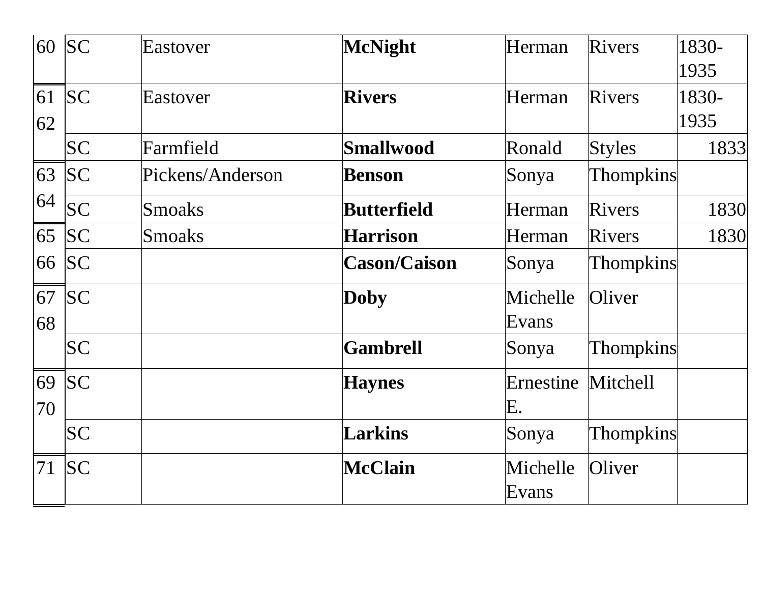| | | | | | | |
|---|---|---|---|---|---|---|
| 60 | SC | Eastover | **McNight** | Herman | Rivers | 1830-1935 |
| 61 | SC | Eastover | **Rivers** | Herman | Rivers | 1830-1935 |
| 62 | SC | Farmfield | **Smallwood** | Ronald | Styles | 1833 |
| 63 | SC | Pickens/Anderson | **Benson** | Sonya | Thompkins | |
| 64 | SC | Smoaks | **Butterfield** | Herman | Rivers | 1830 |
| 65 | SC | Smoaks | **Harrison** | Herman | Rivers | 1830 |
| 66 | SC | | **Cason/Caison** | Sonya | Thompkins | |
| 67 | SC | | **Doby** | Michelle Evans | Oliver | |
| 68 | SC | | **Gambrell** | Sonya | Thompkins | |
| 69 | SC | | **Haynes** | Ernestine E. | Mitchell | |
| 70 | SC | | **Larkins** | Sonya | Thompkins | |
| 71 | SC | | **McClain** | Michelle Evans | Oliver | |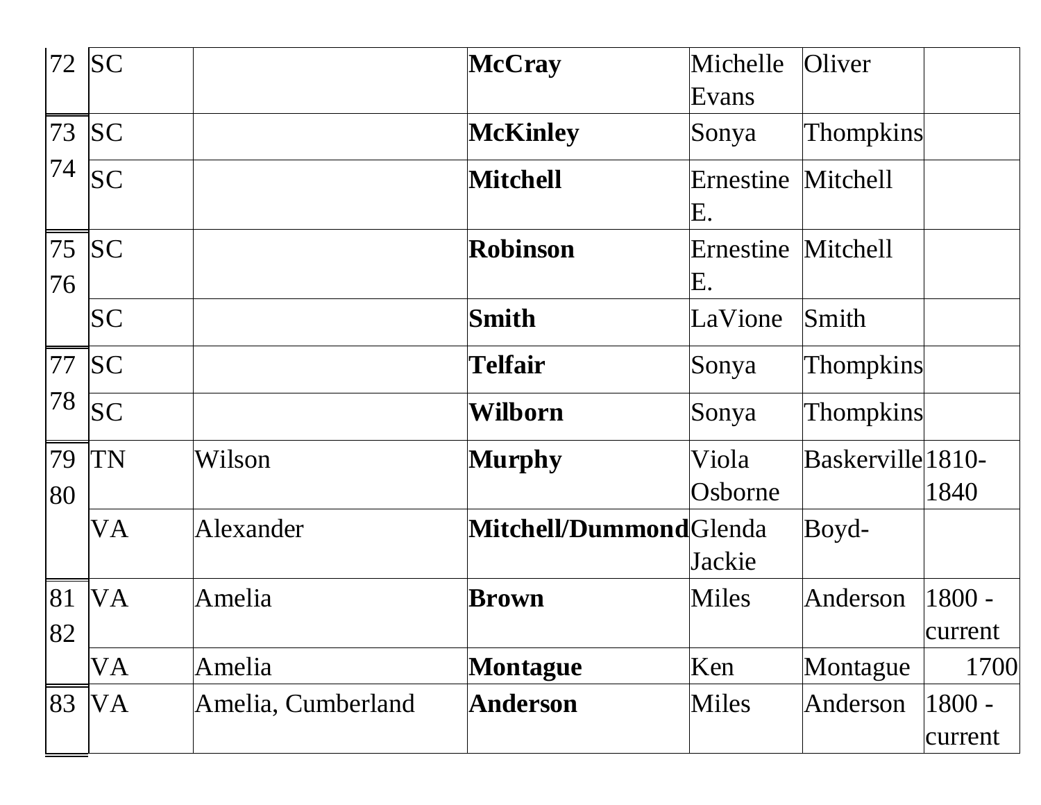| 72 | SC | | **McCray** | Michelle Evans | Oliver | |
|---|---|---|---|---|---|---|
| 73 | SC | | **McKinley** | Sonya | Thompkins | |
| 74 | SC | | **Mitchell** | Ernestine E. | Mitchell | |
| 75 | SC | | **Robinson** | Ernestine E. | Mitchell | |
| 76 | SC | | **Smith** | LaVione | Smith | |
| 77 | SC | | **Telfair** | Sonya | Thompkins | |
| 78 | SC | | **Wilborn** | Sonya | Thompkins | |
| 79 | TN | Wilson | **Murphy** | Viola Osborne | Baskerville | 1810-1840 |
| 80 | VA | Alexander | **Mitchell/Dummond** | Glenda Jackie | Boyd- | |
| 81 | VA | Amelia | **Brown** | Miles | Anderson | 1800 - current |
| 82 | VA | Amelia | **Montague** | Ken | Montague | 1700 |
| 83 | VA | Amelia, Cumberland | **Anderson** | Miles | Anderson | 1800 - current |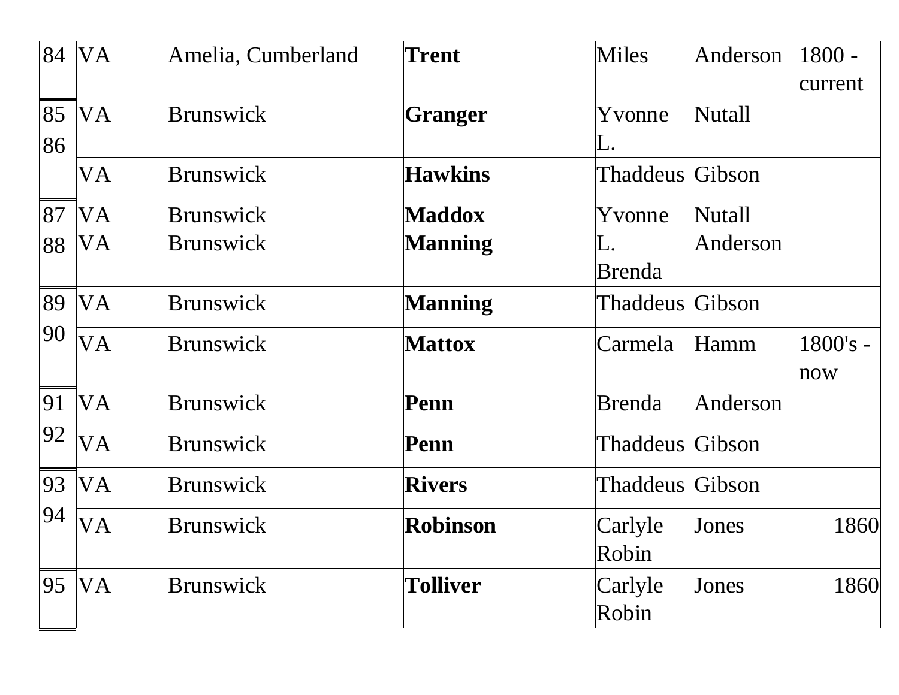| | | | | | | |
|---|---|---|---|---|---|---|
| 84 | VA | Amelia, Cumberland | **Trent** | Miles | Anderson | 1800 - current |
| 85 | VA | Brunswick | **Granger** | Yvonne L. | Nutall | |
| 86 | VA | Brunswick | **Hawkins** | Thaddeus | Gibson | |
| 87 | VA | Brunswick | **Maddox** | Yvonne L. | Nutall | |
| 88 | VA | Brunswick | **Manning** | Brenda | Anderson | |
| 89 | VA | Brunswick | **Manning** | Thaddeus | Gibson | |
| 90 | VA | Brunswick | **Mattox** | Carmela | Hamm | 1800's - now |
| 91 | VA | Brunswick | **Penn** | Brenda | Anderson | |
| 92 | VA | Brunswick | **Penn** | Thaddeus | Gibson | |
| 93 | VA | Brunswick | **Rivers** | Thaddeus | Gibson | |
| 94 | VA | Brunswick | **Robinson** | Carlyle Robin | Jones | 1860 |
| 95 | VA | Brunswick | **Tolliver** | Carlyle Robin | Jones | 1860 |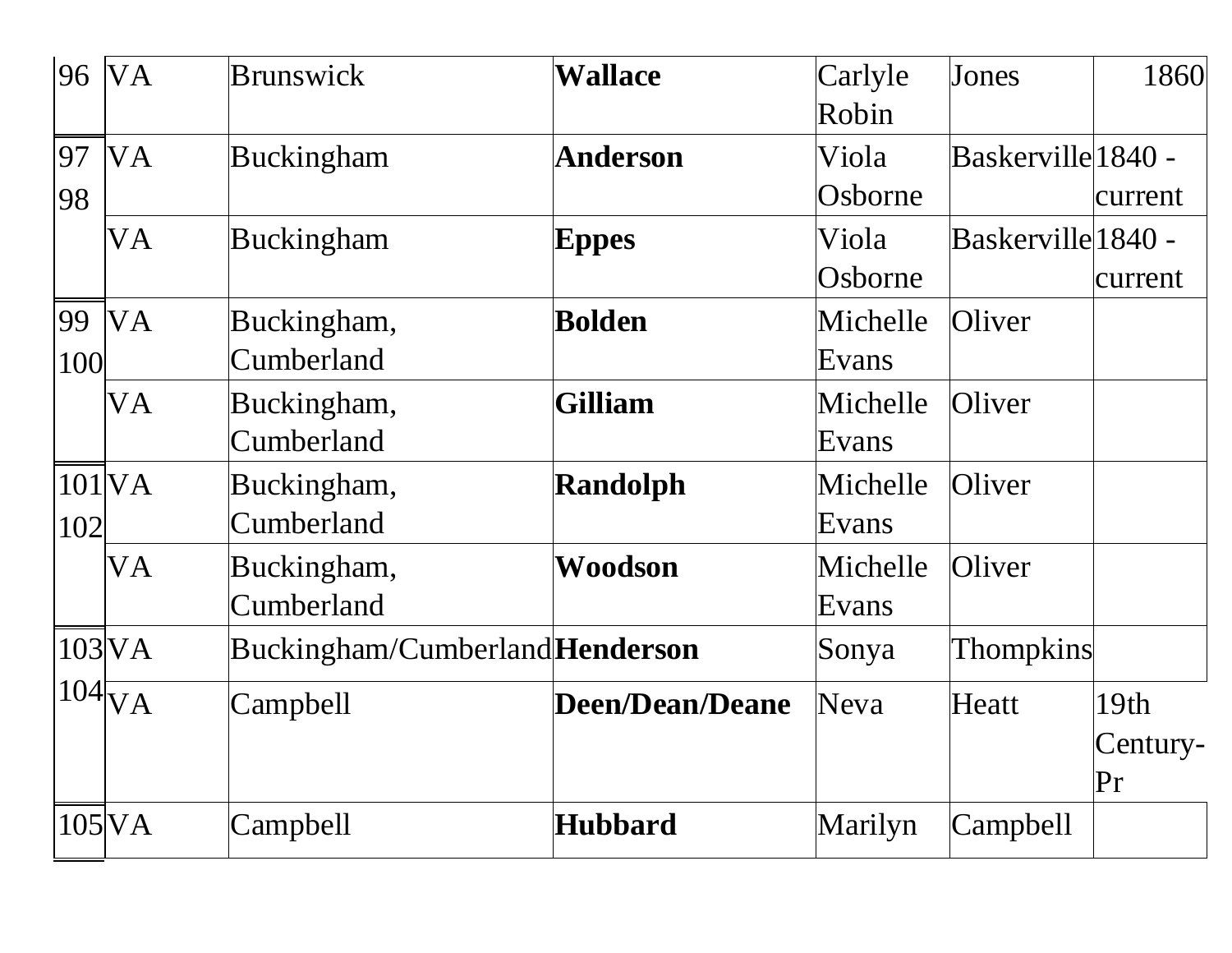| | | | | | | |
|---|---|---|---|---|---|---|
| 96 | VA | Brunswick | **Wallace** | Carlyle Robin | Jones | 1860 |
| 97 98 | VA | Buckingham | **Anderson** | Viola Osborne | Baskerville | 1840 - current |
| | VA | Buckingham | **Eppes** | Viola Osborne | Baskerville | 1840 - current |
| 99 100 | VA | Buckingham, Cumberland | **Bolden** | Michelle Evans | Oliver | |
| | VA | Buckingham, Cumberland | **Gilliam** | Michelle Evans | Oliver | |
| 101 102 | VA | Buckingham, Cumberland | **Randolph** | Michelle Evans | Oliver | |
| | VA | Buckingham, Cumberland | **Woodson** | Michelle Evans | Oliver | |
| 103 104 | VA | Buckingham/Cumberland | **Henderson** | Sonya | Thompkins | |
| | VA | Campbell | **Deen/Dean/Deane** | Neva | Heatt | 19th Century-Pr |
| 105 | VA | Campbell | **Hubbard** | Marilyn | Campbell | |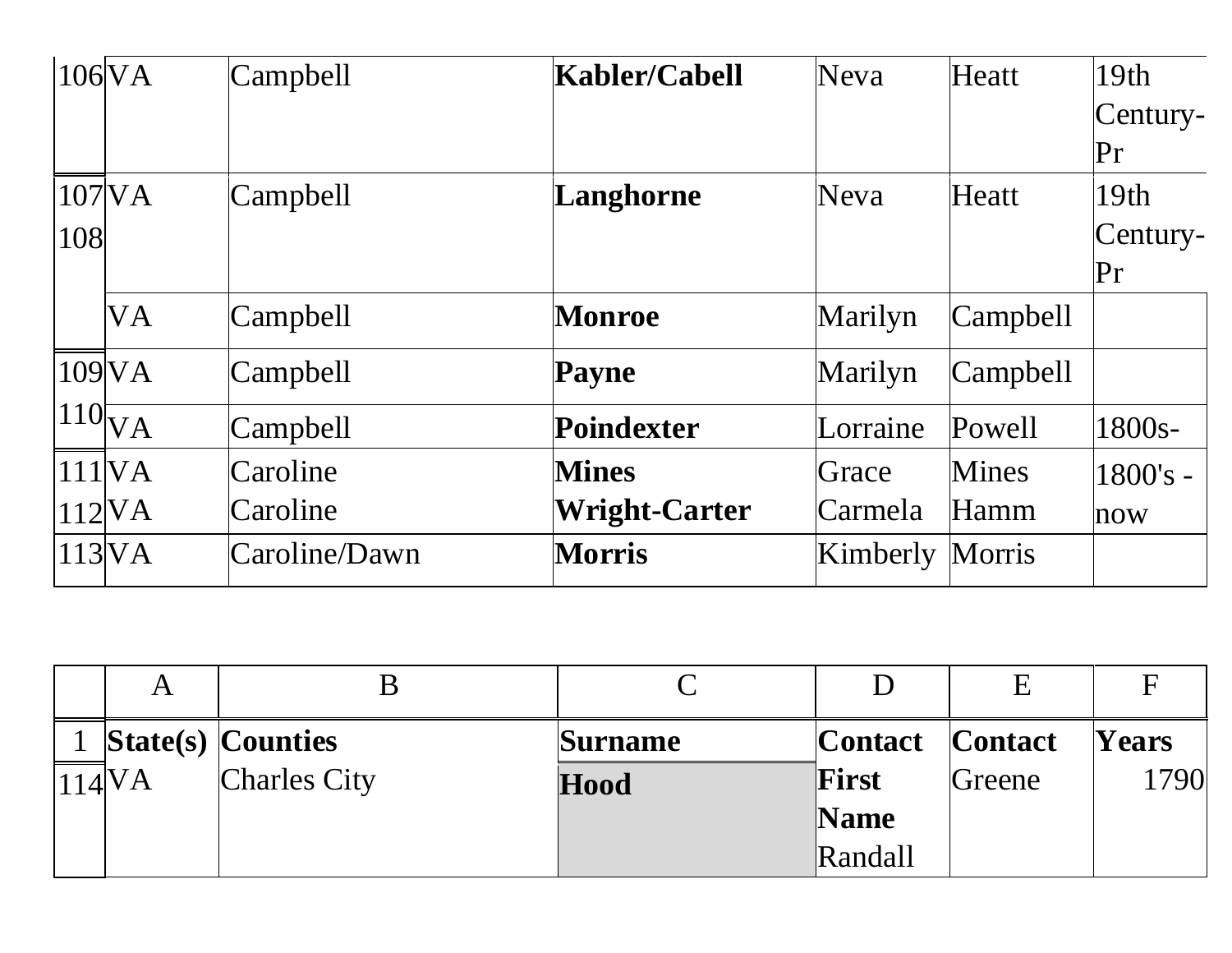| | | | | | | |
|---|---|---|---|---|---|---|
| 106 | VA | Campbell | **Kabler/Cabell** | Neva | Heatt | 19th Century-Pr |
| 107 | VA | Campbell | **Langhorne** | Neva | Heatt | 19th Century-Pr |
| 108 | VA | Campbell | **Monroe** | Marilyn | Campbell | |
| 109 | VA | Campbell | **Payne** | Marilyn | Campbell | |
| 110 | VA | Campbell | **Poindexter** | Lorraine | Powell | 1800s- |
| 111 | VA | Caroline | **Mines** | Grace | Mines | 1800's - now |
| 112 | VA | Caroline | **Wright-Carter** | Carmela | Hamm | |
| 113 | VA | Caroline/Dawn | **Morris** | Kimberly | Morris | |

| | A | B | C | D | E | F |
|---|---|---|---|---|---|---|
| 1 | **State(s)** | **Counties** | **Surname** | **Contact First Name** | **Contact** | **Years** |
| 114 | VA | Charles City | **Hood** | Randall | Greene | 1790 |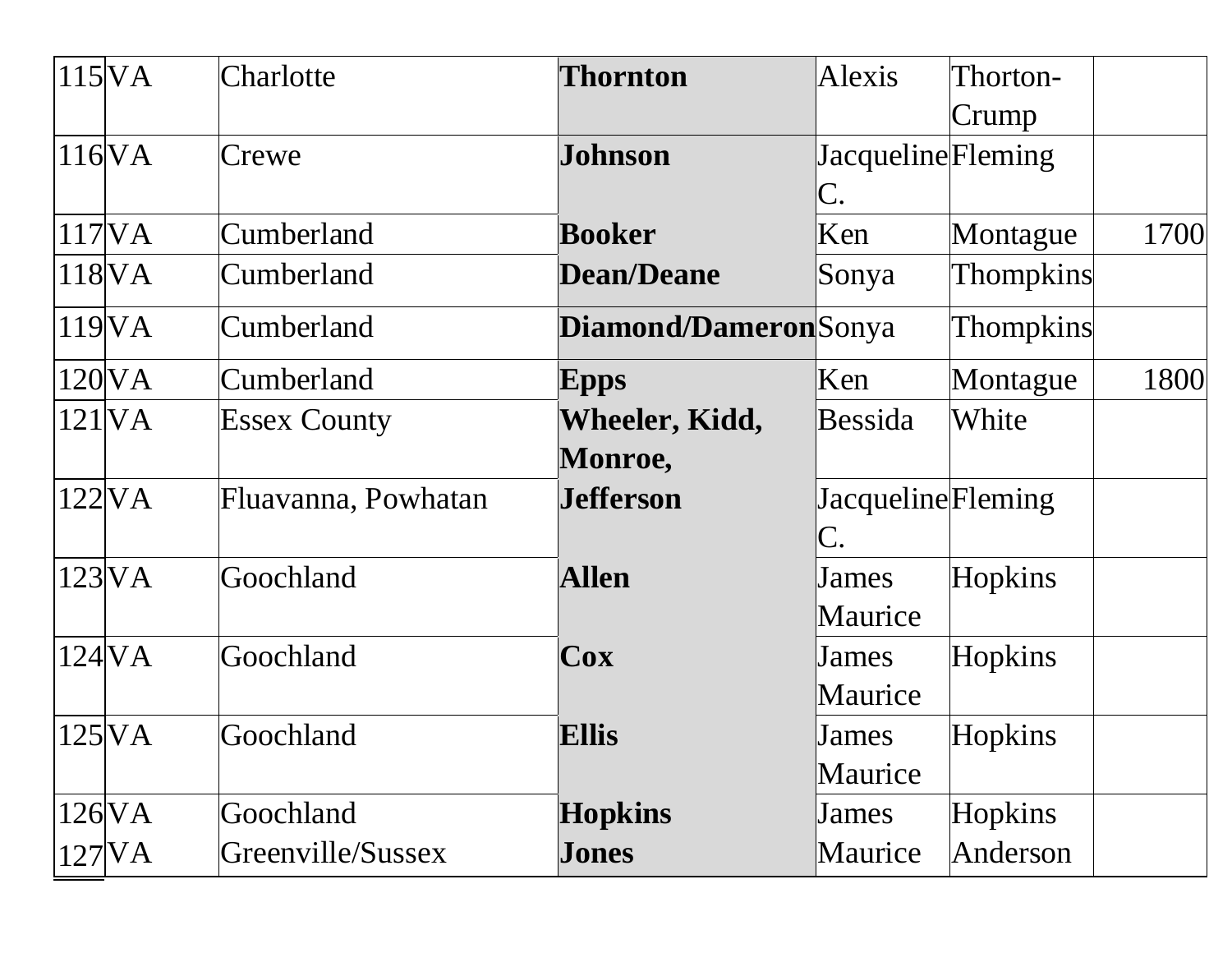| | | | | | | |
|---|---|---|---|---|---|---|
| 115 | VA | Charlotte | **Thornton** | Alexis | Thorton-Crump | |
| 116 | VA | Crewe | **Johnson** | Jacqueline C. | Fleming | |
| 117 | VA | Cumberland | **Booker** | Ken | Montague | 1700 |
| 118 | VA | Cumberland | **Dean/Deane** | Sonya | Thompkins | |
| 119 | VA | Cumberland | **Diamond/Dameron** | Sonya | Thompkins | |
| 120 | VA | Cumberland | **Epps** | Ken | Montague | 1800 |
| 121 | VA | Essex County | **Wheeler, Kidd, Monroe,** | Bessida | White | |
| 122 | VA | Fluavanna, Powhatan | **Jefferson** | Jacqueline C. | Fleming | |
| 123 | VA | Goochland | **Allen** | James Maurice | Hopkins | |
| 124 | VA | Goochland | **Cox** | James Maurice | Hopkins | |
| 125 | VA | Goochland | **Ellis** | James Maurice | Hopkins | |
| 126 | VA | Goochland | **Hopkins** | James | Hopkins | |
| 127 | VA | Greenville/Sussex | **Jones** | Maurice | Anderson | |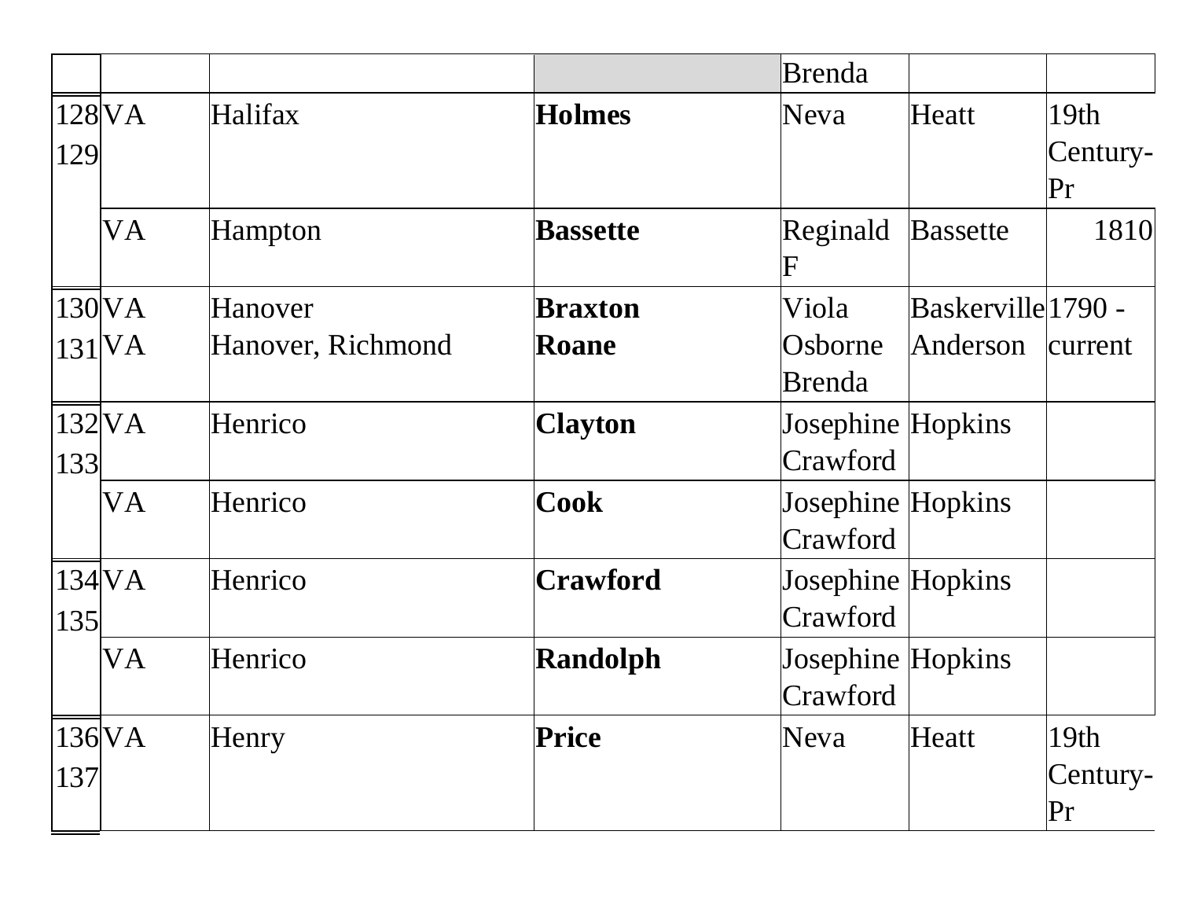| | | | | | | |
|---|---|---|---|---|---|---|
| | | | | Brenda | | |
| 128 129 | VA | Halifax | **Holmes** | Neva | Heatt | 19th Century-Pr |
| | VA | Hampton | **Bassette** | Reginald F | Bassette | 1810 |
| 130 131 | VA VA | Hanover Hanover, Richmond | **Braxton Roane** | Viola Osborne Brenda | Baskerville Anderson | 1790 - current |
| 132 133 | VA | Henrico | **Clayton** | Josephine Crawford | Hopkins | |
| | VA | Henrico | **Cook** | Josephine Crawford | Hopkins | |
| 134 135 | VA | Henrico | **Crawford** | Josephine Crawford | Hopkins | |
| | VA | Henrico | **Randolph** | Josephine Crawford | Hopkins | |
| 136 137 | VA | Henry | **Price** | Neva | Heatt | 19th Century-Pr |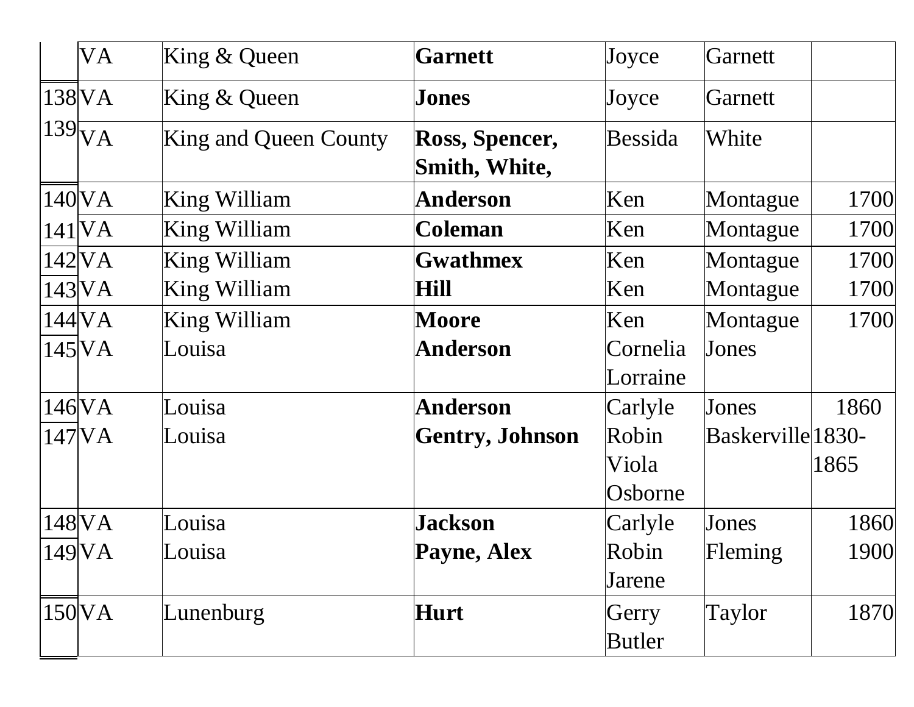|  |  |  |  |  |  |  |
|---|---|---|---|---|---|---|
|  | VA | King & Queen | **Garnett** | Joyce | Garnett |  |
| 138 | VA | King & Queen | **Jones** | Joyce | Garnett |  |
| 139 | VA | King and Queen County | **Ross, Spencer, Smith, White,** | Bessida | White |  |
| 140 | VA | King William | **Anderson** | Ken | Montague | 1700 |
| 141 | VA | King William | **Coleman** | Ken | Montague | 1700 |
| 142 | VA | King William | **Gwathmex** | Ken | Montague | 1700 |
| 143 | VA | King William | **Hill** | Ken | Montague | 1700 |
| 144 | VA | King William | **Moore** | Ken | Montague | 1700 |
| 145 | VA | Louisa | **Anderson** | Cornelia Lorraine | Jones |  |
| 146 | VA | Louisa | **Anderson** | Carlyle | Jones | 1860 |
| 147 | VA | Louisa | **Gentry, Johnson** | Robin Viola Osborne | Baskerville | 1830-1865 |
| 148 | VA | Louisa | **Jackson** | Carlyle | Jones | 1860 |
| 149 | VA | Louisa | **Payne, Alex** | Robin Jarene | Fleming | 1900 |
| 150 | VA | Lunenburg | **Hurt** | Gerry Butler | Taylor | 1870 |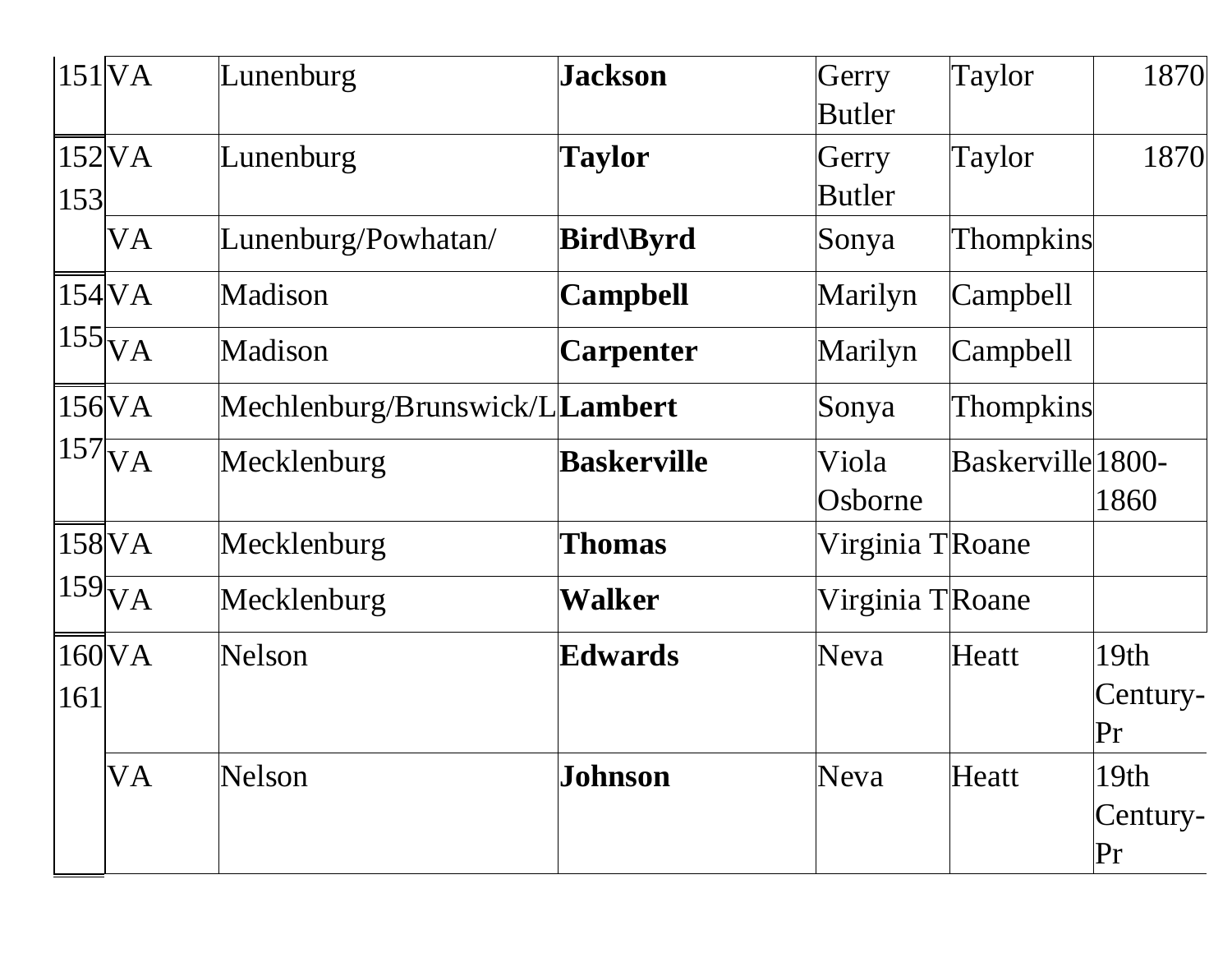| | | | | | | |
|---|---|---|---|---|---|---|
| 151 | VA | Lunenburg | **Jackson** | Gerry Butler | Taylor | 1870 |
| 152 | VA | Lunenburg | **Taylor** | Gerry Butler | Taylor | 1870 |
| 153 | VA | Lunenburg/Powhatan/ | **Bird\Byrd** | Sonya | Thompkins | |
| 154 | VA | Madison | **Campbell** | Marilyn | Campbell | |
| 155 | VA | Madison | **Carpenter** | Marilyn | Campbell | |
| 156 | VA | Mechlenburg/Brunswick/L | **Lambert** | Sonya | Thompkins | |
| 157 | VA | Mecklenburg | **Baskerville** | Viola Osborne | Baskerville | 1800-1860 |
| 158 | VA | Mecklenburg | **Thomas** | Virginia T | Roane | |
| 159 | VA | Mecklenburg | **Walker** | Virginia T | Roane | |
| 160 | VA | Nelson | **Edwards** | Neva | Heatt | 19th Century-Pr |
| 161 | VA | Nelson | **Johnson** | Neva | Heatt | 19th Century-Pr |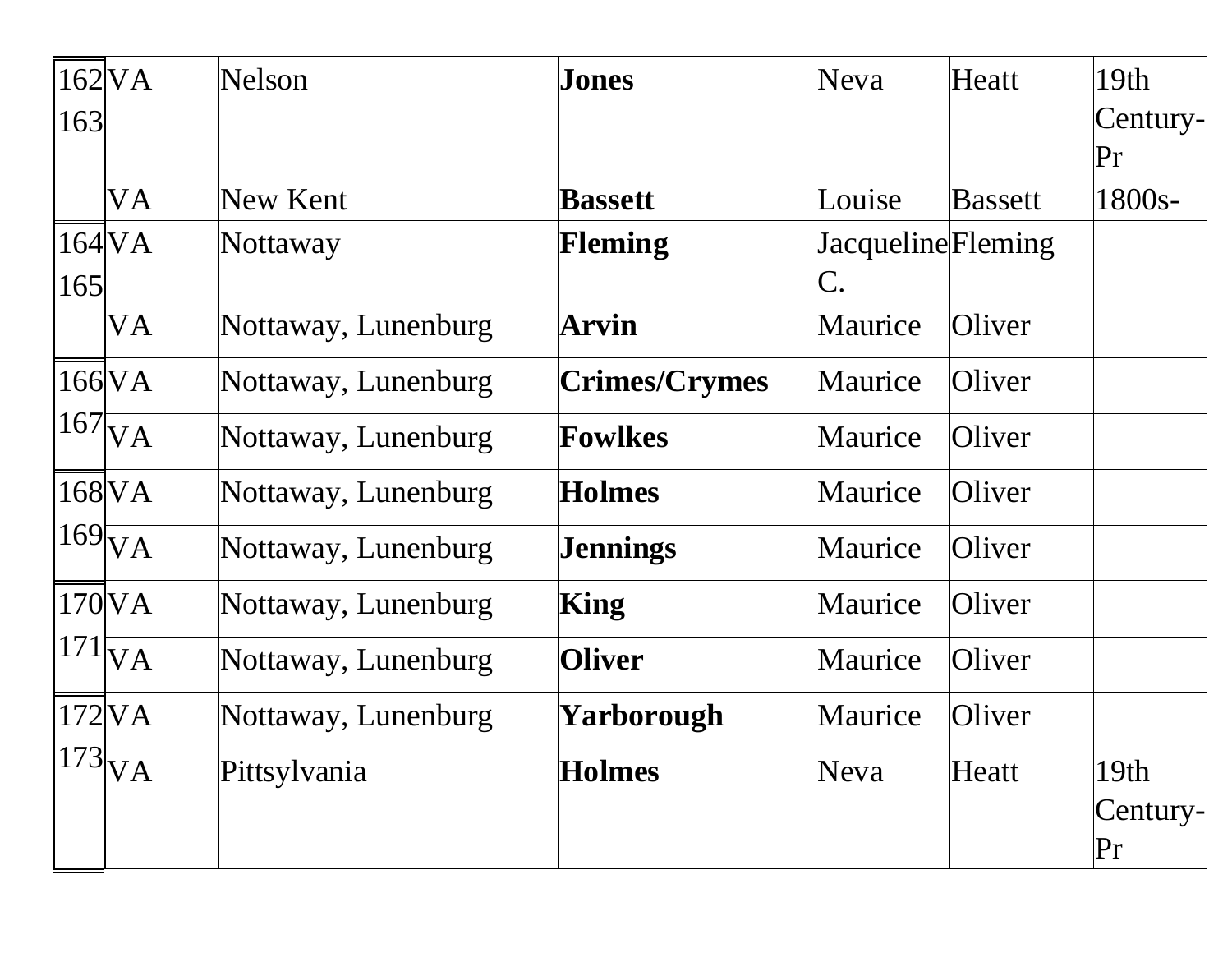| | | | | | | |
|---|---|---|---|---|---|---|
| 162 163 | VA | Nelson | **Jones** | Neva | Heatt | 19th Century-Pr |
| | VA | New Kent | **Bassett** | Louise | Bassett | 1800s- |
| 164 165 | VA | Nottaway | **Fleming** | Jacqueline C. | Fleming | |
| | VA | Nottaway, Lunenburg | **Arvin** | Maurice | Oliver | |
| 166 167 | VA | Nottaway, Lunenburg | **Crimes/Crymes** | Maurice | Oliver | |
| | VA | Nottaway, Lunenburg | **Fowlkes** | Maurice | Oliver | |
| 168 169 | VA | Nottaway, Lunenburg | **Holmes** | Maurice | Oliver | |
| | VA | Nottaway, Lunenburg | **Jennings** | Maurice | Oliver | |
| 170 171 | VA | Nottaway, Lunenburg | **King** | Maurice | Oliver | |
| | VA | Nottaway, Lunenburg | **Oliver** | Maurice | Oliver | |
| 172 173 | VA | Nottaway, Lunenburg | **Yarborough** | Maurice | Oliver | |
| | VA | Pittsylvania | **Holmes** | Neva | Heatt | 19th Century-Pr |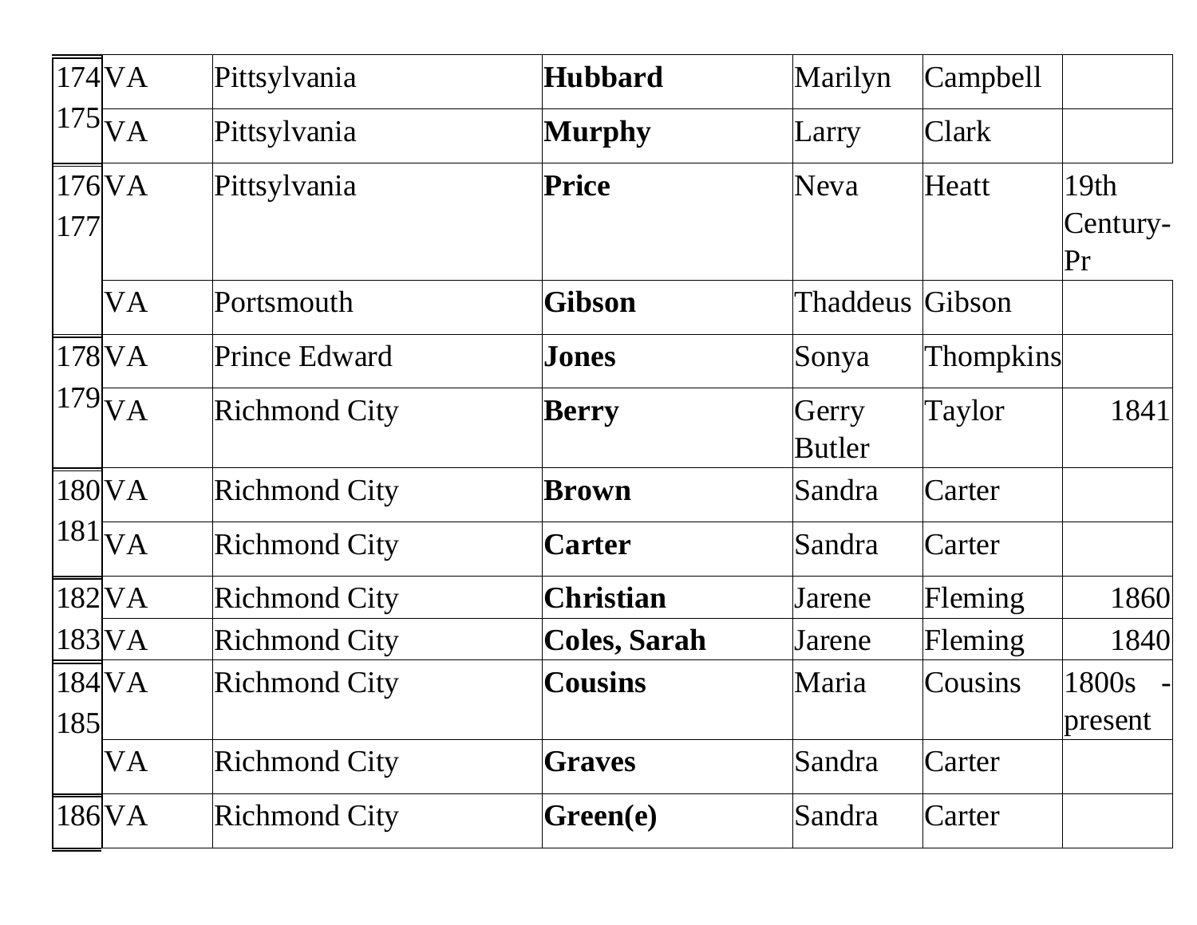| | | | | | | |
|---|---|---|---|---|---|---|
| 174 | VA | Pittsylvania | **Hubbard** | Marilyn | Campbell | |
| 175 | VA | Pittsylvania | **Murphy** | Larry | Clark | |
| 176 | VA | Pittsylvania | **Price** | Neva | Heatt | 19th Century-Pr |
| 177 | VA | Portsmouth | **Gibson** | Thaddeus | Gibson | |
| 178 | VA | Prince Edward | **Jones** | Sonya | Thompkins | |
| 179 | VA | Richmond City | **Berry** | Gerry Butler | Taylor | 1841 |
| 180 | VA | Richmond City | **Brown** | Sandra | Carter | |
| 181 | VA | Richmond City | **Carter** | Sandra | Carter | |
| 182 | VA | Richmond City | **Christian** | Jarene | Fleming | 1860 |
| 183 | VA | Richmond City | **Coles, Sarah** | Jarene | Fleming | 1840 |
| 184 | VA | Richmond City | **Cousins** | Maria | Cousins | 1800s - present |
| 185 | VA | Richmond City | **Graves** | Sandra | Carter | |
| 186 | VA | Richmond City | **Green(e)** | Sandra | Carter | |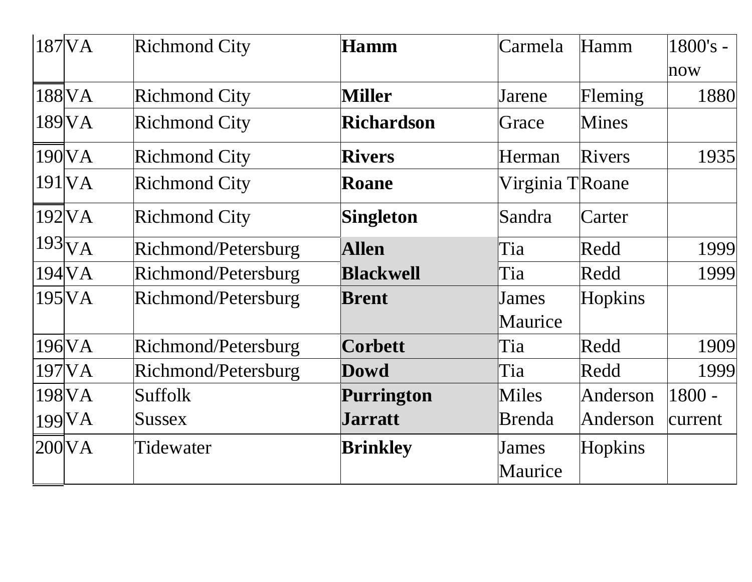| 187 | VA | Richmond City | **Hamm** | Carmela | Hamm | 1800's - now |
|---|---|---|---|---|---|---|
| 188 | VA | Richmond City | **Miller** | Jarene | Fleming | 1880 |
| 189 | VA | Richmond City | **Richardson** | Grace | Mines | |
| 190 | VA | Richmond City | **Rivers** | Herman | Rivers | 1935 |
| 191 | VA | Richmond City | **Roane** | Virginia T | Roane | |
| 192 | VA | Richmond City | **Singleton** | Sandra | Carter | |
| 193 | VA | Richmond/Petersburg | **Allen** | Tia | Redd | 1999 |
| 194 | VA | Richmond/Petersburg | **Blackwell** | Tia | Redd | 1999 |
| 195 | VA | Richmond/Petersburg | **Brent** | James Maurice | Hopkins | |
| 196 | VA | Richmond/Petersburg | **Corbett** | Tia | Redd | 1909 |
| 197 | VA | Richmond/Petersburg | **Dowd** | Tia | Redd | 1999 |
| 198 | VA | Suffolk | **Purrington** | Miles | Anderson | 1800 - |
| 199 | VA | Sussex | **Jarratt** | Brenda | Anderson | current |
| 200 | VA | Tidewater | **Brinkley** | James Maurice | Hopkins | |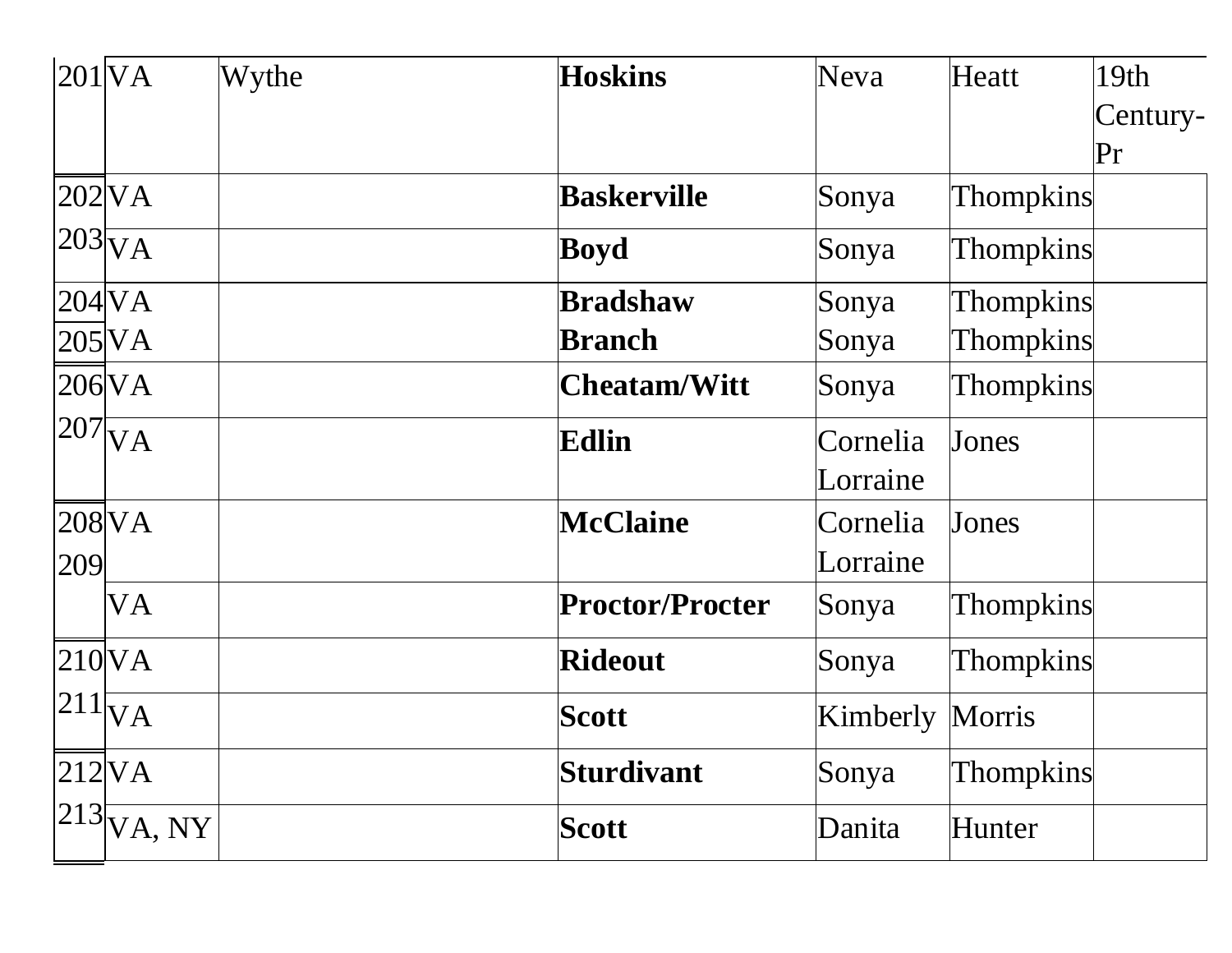| | | | | | | |
|---|---|---|---|---|---|---|
| 201 | VA | Wythe | **Hoskins** | Neva | Heatt | 19th Century-Pr |
| 202 | VA | | **Baskerville** | Sonya | Thompkins | |
| 203 | VA | | **Boyd** | Sonya | Thompkins | |
| 204 | VA | | **Bradshaw** | Sonya | Thompkins | |
| 205 | VA | | **Branch** | Sonya | Thompkins | |
| 206 | VA | | **Cheatam/Witt** | Sonya | Thompkins | |
| 207 | VA | | **Edlin** | Cornelia Lorraine | Jones | |
| 208 | VA | | **McClaine** | Cornelia Lorraine | Jones | |
| 209 | VA | | **Proctor/Procter** | Sonya | Thompkins | |
| 210 | VA | | **Rideout** | Sonya | Thompkins | |
| 211 | VA | | **Scott** | Kimberly | Morris | |
| 212 | VA | | **Sturdivant** | Sonya | Thompkins | |
| 213 | VA, NY | | **Scott** | Danita | Hunter | |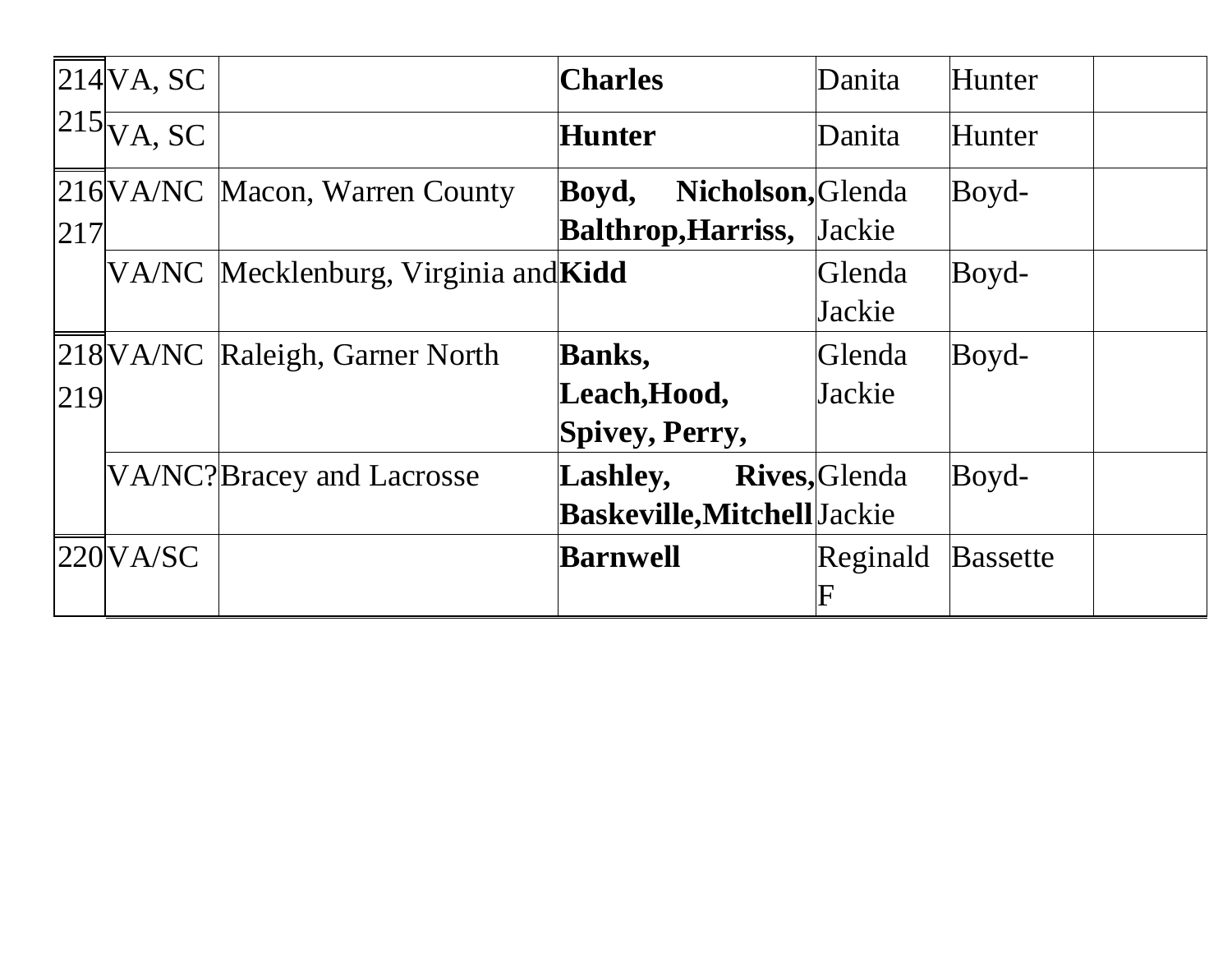| | | | | | | |
|---|---|---|---|---|---|---|
| 214 215 | VA, SC | | **Charles** | Danita | Hunter | |
| | VA, SC | | **Hunter** | Danita | Hunter | |
| 216 217 | VA/NC | Macon, Warren County | **Boyd, Nicholson, Balthrop,Harriss,** | Glenda Jackie | Boyd- | |
| | VA/NC | Mecklenburg, Virginia and | **Kidd** | Glenda Jackie | Boyd- | |
| 218 219 | VA/NC | Raleigh, Garner North | **Banks, Leach,Hood, Spivey, Perry,** | Glenda Jackie | Boyd- | |
| | VA/NC? | Bracey and Lacrosse | **Lashley, Rives, Baskeville,Mitchell** | Glenda Jackie | Boyd- | |
| 220 | VA/SC | | **Barnwell** | Reginald F | Bassette | |